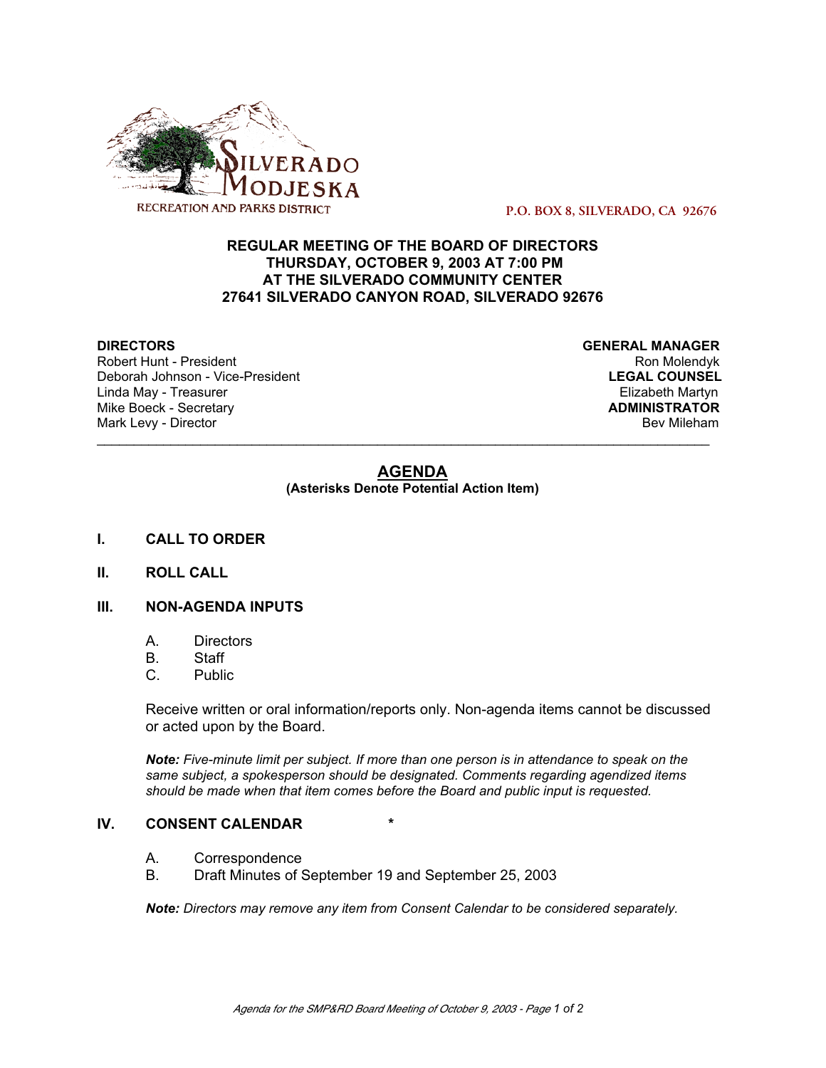SILVERADO MODJESKA RECREATION AND PARKS DISTRICT

P.O. BOX 8, SILVERADO, CA 92676

**REGULAR MEETING OF THE BOARD OF DIRECTORS**
**THURSDAY, OCTOBER 9, 2003 AT 7:00 PM**
**AT THE SILVERADO COMMUNITY CENTER**
**27641 SILVERADO CANYON ROAD, SILVERADO 92676**

**DIRECTORS**
Robert Hunt - President
Deborah Johnson - Vice-President
Linda May - Treasurer
Mike Boeck - Secretary
Mark Levy - Director

**GENERAL MANAGER**
Ron Molendyk
**LEGAL COUNSEL**
Elizabeth Martyn
**ADMINISTRATOR**
Bev Mileham

---

# AGENDA

**(Asterisks Denote Potential Action Item)**

## I. CALL TO ORDER

## II. ROLL CALL

## III. NON-AGENDA INPUTS

A. Directors
B. Staff
C. Public

Receive written or oral information/reports only. Non-agenda items cannot be discussed or acted upon by the Board.

***Note:*** *Five-minute limit per subject. If more than one person is in attendance to speak on the same subject, a spokesperson should be designated. Comments regarding agendized items should be made when that item comes before the Board and public input is requested.*

## IV. CONSENT CALENDAR *

A. Correspondence
B. Draft Minutes of September 19 and September 25, 2003

***Note:*** *Directors may remove any item from Consent Calendar to be considered separately.*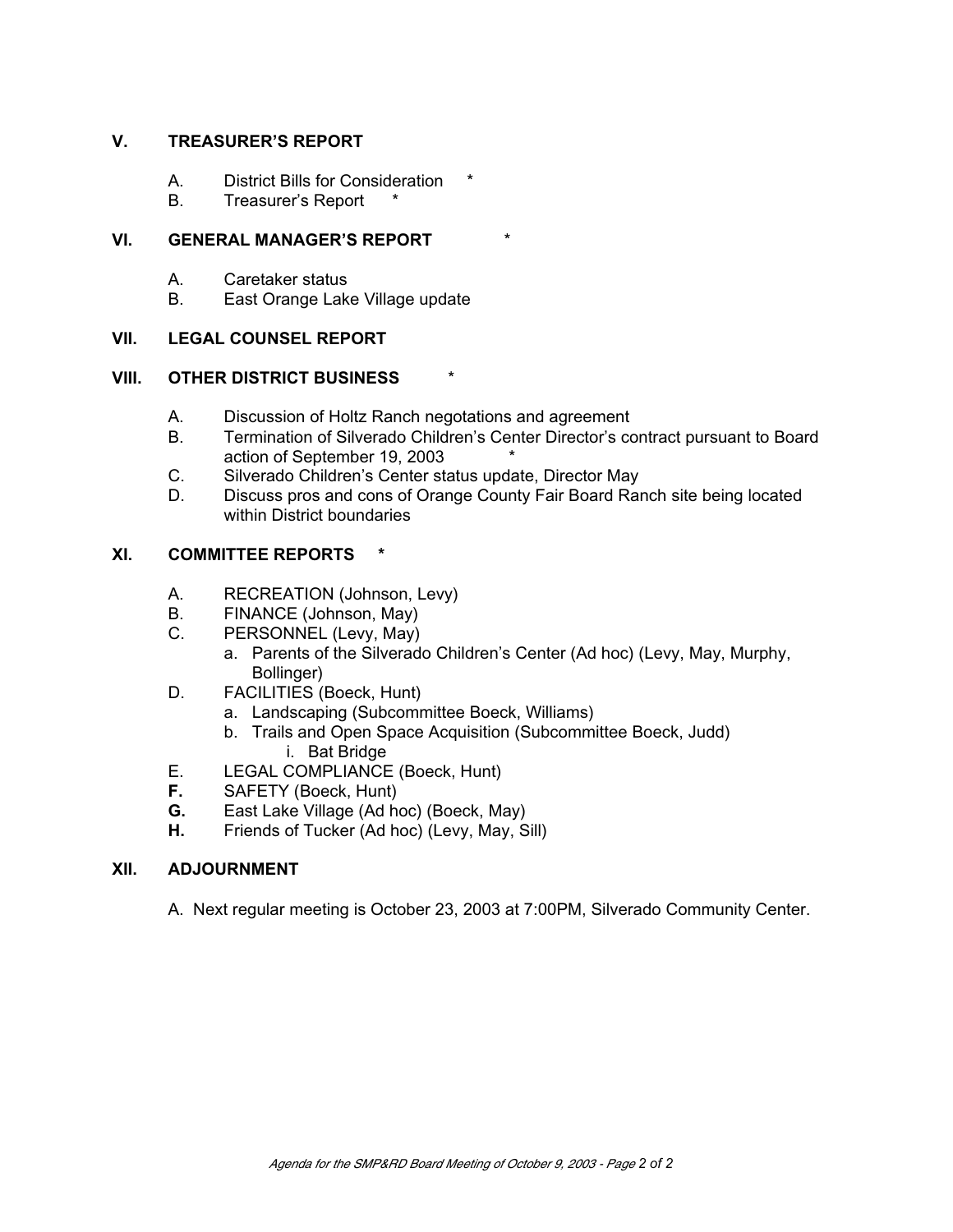## V. TREASURER'S REPORT

A. District Bills for Consideration *
B. Treasurer's Report *

## VI. GENERAL MANAGER'S REPORT *

A. Caretaker status
B. East Orange Lake Village update

## VII. LEGAL COUNSEL REPORT

## VIII. OTHER DISTRICT BUSINESS *

A. Discussion of Holtz Ranch negotiations and agreement
B. Termination of Silverado Children's Center Director's contract pursuant to Board action of September 19, 2003 *
C. Silverado Children's Center status update, Director May
D. Discuss pros and cons of Orange County Fair Board Ranch site being located within District boundaries

## XI. COMMITTEE REPORTS *

A. RECREATION (Johnson, Levy)
B. FINANCE (Johnson, May)
C. PERSONNEL (Levy, May)
   a. Parents of the Silverado Children's Center (Ad hoc) (Levy, May, Murphy, Bollinger)
D. FACILITIES (Boeck, Hunt)
   a. Landscaping (Subcommittee Boeck, Williams)
   b. Trails and Open Space Acquisition (Subcommittee Boeck, Judd)
      i. Bat Bridge
E. LEGAL COMPLIANCE (Boeck, Hunt)
**F.** SAFETY (Boeck, Hunt)
**G.** East Lake Village (Ad hoc) (Boeck, May)
**H.** Friends of Tucker (Ad hoc) (Levy, May, Sill)

## XII. ADJOURNMENT

A. Next regular meeting is October 23, 2003 at 7:00PM, Silverado Community Center.